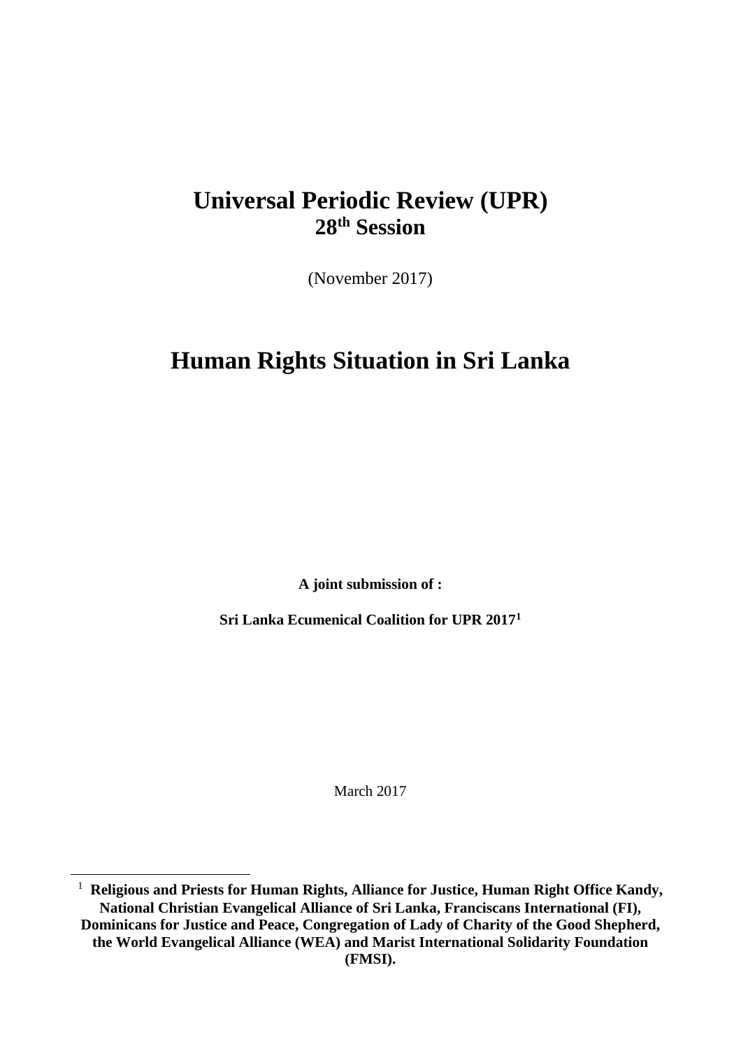# Universal Periodic Review (UPR)
## 28th Session

(November 2017)

# Human Rights Situation in Sri Lanka

**A joint submission of :**

**Sri Lanka Ecumenical Coalition for UPR 2017[1]**

March 2017

---

[1] **Religious and Priests for Human Rights, Alliance for Justice, Human Right Office Kandy, National Christian Evangelical Alliance of Sri Lanka, Franciscans International (FI), Dominicans for Justice and Peace, Congregation of Lady of Charity of the Good Shepherd, the World Evangelical Alliance (WEA) and Marist International Solidarity Foundation (FMSI).**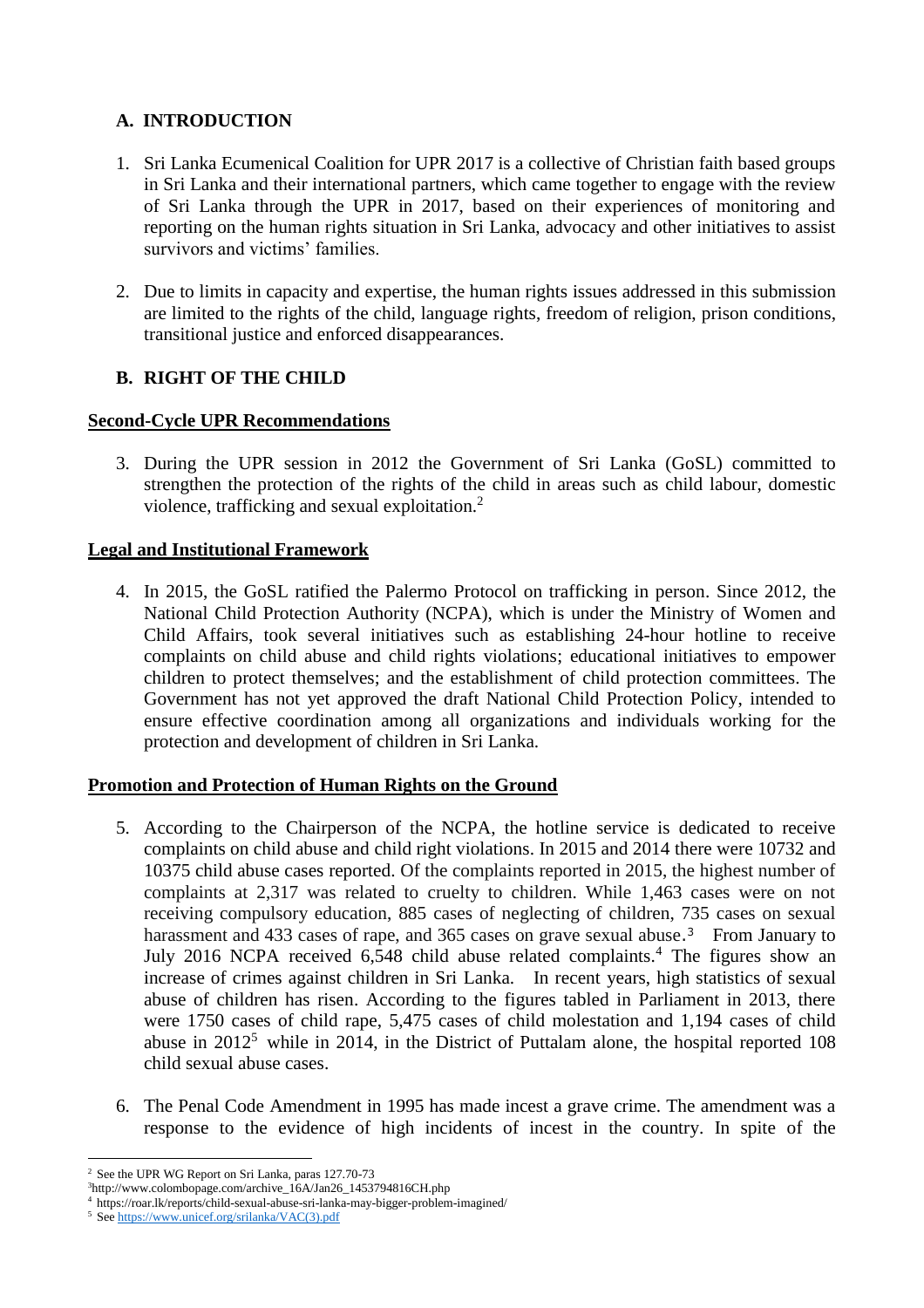## A. INTRODUCTION

1. Sri Lanka Ecumenical Coalition for UPR 2017 is a collective of Christian faith based groups in Sri Lanka and their international partners, which came together to engage with the review of Sri Lanka through the UPR in 2017, based on their experiences of monitoring and reporting on the human rights situation in Sri Lanka, advocacy and other initiatives to assist survivors and victims' families.

2. Due to limits in capacity and expertise, the human rights issues addressed in this submission are limited to the rights of the child, language rights, freedom of religion, prison conditions, transitional justice and enforced disappearances.

## B. RIGHT OF THE CHILD

### Second-Cycle UPR Recommendations

3. During the UPR session in 2012 the Government of Sri Lanka (GoSL) committed to strengthen the protection of the rights of the child in areas such as child labour, domestic violence, trafficking and sexual exploitation.[2]

### Legal and Institutional Framework

4. In 2015, the GoSL ratified the Palermo Protocol on trafficking in person. Since 2012, the National Child Protection Authority (NCPA), which is under the Ministry of Women and Child Affairs, took several initiatives such as establishing 24-hour hotline to receive complaints on child abuse and child rights violations; educational initiatives to empower children to protect themselves; and the establishment of child protection committees. The Government has not yet approved the draft National Child Protection Policy, intended to ensure effective coordination among all organizations and individuals working for the protection and development of children in Sri Lanka.

### Promotion and Protection of Human Rights on the Ground

5. According to the Chairperson of the NCPA, the hotline service is dedicated to receive complaints on child abuse and child right violations. In 2015 and 2014 there were 10732 and 10375 child abuse cases reported. Of the complaints reported in 2015, the highest number of complaints at 2,317 was related to cruelty to children. While 1,463 cases were on not receiving compulsory education, 885 cases of neglecting of children, 735 cases on sexual harassment and 433 cases of rape, and 365 cases on grave sexual abuse.[3] From January to July 2016 NCPA received 6,548 child abuse related complaints.[4] The figures show an increase of crimes against children in Sri Lanka. In recent years, high statistics of sexual abuse of children has risen. According to the figures tabled in Parliament in 2013, there were 1750 cases of child rape, 5,475 cases of child molestation and 1,194 cases of child abuse in 2012[5] while in 2014, in the District of Puttalam alone, the hospital reported 108 child sexual abuse cases.

6. The Penal Code Amendment in 1995 has made incest a grave crime. The amendment was a response to the evidence of high incidents of incest in the country. In spite of the

---

[2] See the UPR WG Report on Sri Lanka, paras 127.70-73

[3] http://www.colombopage.com/archive_16A/Jan26_1453794816CH.php

[4] https://roar.lk/reports/child-sexual-abuse-sri-lanka-may-bigger-problem-imagined/

[5] See https://www.unicef.org/srilanka/VAC(3).pdf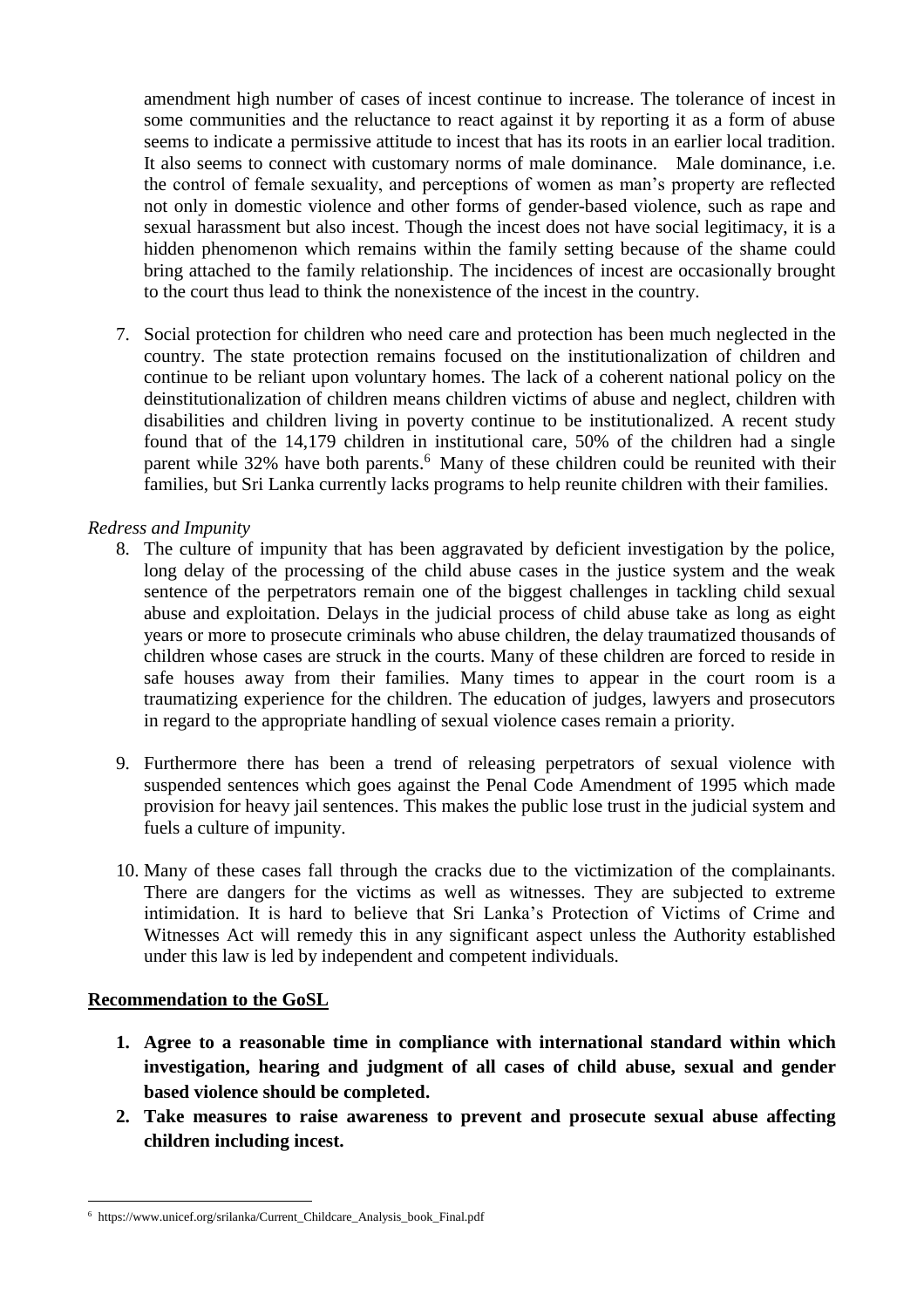amendment high number of cases of incest continue to increase. The tolerance of incest in some communities and the reluctance to react against it by reporting it as a form of abuse seems to indicate a permissive attitude to incest that has its roots in an earlier local tradition. It also seems to connect with customary norms of male dominance. Male dominance, i.e. the control of female sexuality, and perceptions of women as man's property are reflected not only in domestic violence and other forms of gender-based violence, such as rape and sexual harassment but also incest. Though the incest does not have social legitimacy, it is a hidden phenomenon which remains within the family setting because of the shame could bring attached to the family relationship. The incidences of incest are occasionally brought to the court thus lead to think the nonexistence of the incest in the country.

7. Social protection for children who need care and protection has been much neglected in the country. The state protection remains focused on the institutionalization of children and continue to be reliant upon voluntary homes. The lack of a coherent national policy on the deinstitutionalization of children means children victims of abuse and neglect, children with disabilities and children living in poverty continue to be institutionalized. A recent study found that of the 14,179 children in institutional care, 50% of the children had a single parent while 32% have both parents.[6] Many of these children could be reunited with their families, but Sri Lanka currently lacks programs to help reunite children with their families.

*Redress and Impunity*

8. The culture of impunity that has been aggravated by deficient investigation by the police, long delay of the processing of the child abuse cases in the justice system and the weak sentence of the perpetrators remain one of the biggest challenges in tackling child sexual abuse and exploitation. Delays in the judicial process of child abuse take as long as eight years or more to prosecute criminals who abuse children, the delay traumatized thousands of children whose cases are struck in the courts. Many of these children are forced to reside in safe houses away from their families. Many times to appear in the court room is a traumatizing experience for the children. The education of judges, lawyers and prosecutors in regard to the appropriate handling of sexual violence cases remain a priority.

9. Furthermore there has been a trend of releasing perpetrators of sexual violence with suspended sentences which goes against the Penal Code Amendment of 1995 which made provision for heavy jail sentences. This makes the public lose trust in the judicial system and fuels a culture of impunity.

10. Many of these cases fall through the cracks due to the victimization of the complainants. There are dangers for the victims as well as witnesses. They are subjected to extreme intimidation. It is hard to believe that Sri Lanka's Protection of Victims of Crime and Witnesses Act will remedy this in any significant aspect unless the Authority established under this law is led by independent and competent individuals.

**Recommendation to the GoSL**

1. **Agree to a reasonable time in compliance with international standard within which investigation, hearing and judgment of all cases of child abuse, sexual and gender based violence should be completed.**
2. **Take measures to raise awareness to prevent and prosecute sexual abuse affecting children including incest.**

---

[6] https://www.unicef.org/srilanka/Current_Childcare_Analysis_book_Final.pdf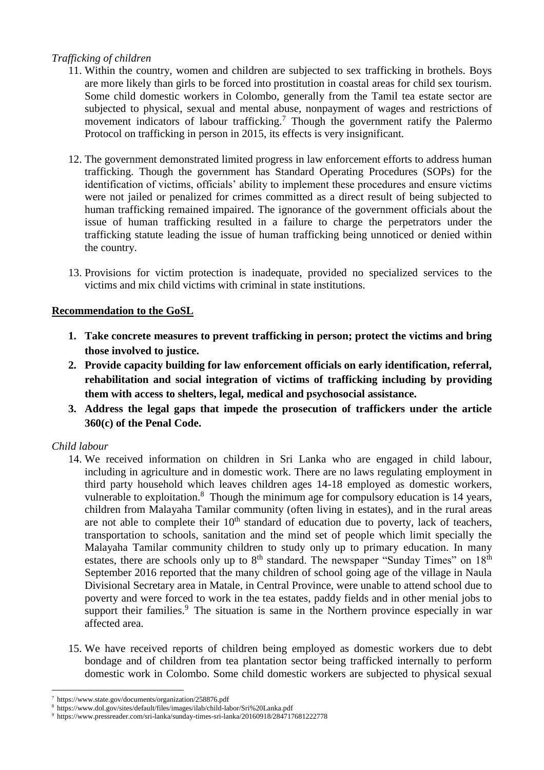*Trafficking of children*

11. Within the country, women and children are subjected to sex trafficking in brothels. Boys are more likely than girls to be forced into prostitution in coastal areas for child sex tourism. Some child domestic workers in Colombo, generally from the Tamil tea estate sector are subjected to physical, sexual and mental abuse, nonpayment of wages and restrictions of movement indicators of labour trafficking.[7] Though the government ratify the Palermo Protocol on trafficking in person in 2015, its effects is very insignificant.

12. The government demonstrated limited progress in law enforcement efforts to address human trafficking. Though the government has Standard Operating Procedures (SOPs) for the identification of victims, officials' ability to implement these procedures and ensure victims were not jailed or penalized for crimes committed as a direct result of being subjected to human trafficking remained impaired. The ignorance of the government officials about the issue of human trafficking resulted in a failure to charge the perpetrators under the trafficking statute leading the issue of human trafficking being unnoticed or denied within the country.

13. Provisions for victim protection is inadequate, provided no specialized services to the victims and mix child victims with criminal in state institutions.

**Recommendation to the GoSL**

1. **Take concrete measures to prevent trafficking in person; protect the victims and bring those involved to justice.**
2. **Provide capacity building for law enforcement officials on early identification, referral, rehabilitation and social integration of victims of trafficking including by providing them with access to shelters, legal, medical and psychosocial assistance.**
3. **Address the legal gaps that impede the prosecution of traffickers under the article 360(c) of the Penal Code.**

*Child labour*

14. We received information on children in Sri Lanka who are engaged in child labour, including in agriculture and in domestic work. There are no laws regulating employment in third party household which leaves children ages 14-18 employed as domestic workers, vulnerable to exploitation.[8] Though the minimum age for compulsory education is 14 years, children from Malayaha Tamilar community (often living in estates), and in the rural areas are not able to complete their 10th standard of education due to poverty, lack of teachers, transportation to schools, sanitation and the mind set of people which limit specially the Malayaha Tamilar community children to study only up to primary education. In many estates, there are schools only up to 8th standard. The newspaper "Sunday Times" on 18th September 2016 reported that the many children of school going age of the village in Naula Divisional Secretary area in Matale, in Central Province, were unable to attend school due to poverty and were forced to work in the tea estates, paddy fields and in other menial jobs to support their families.[9] The situation is same in the Northern province especially in war affected area.

15. We have received reports of children being employed as domestic workers due to debt bondage and of children from tea plantation sector being trafficked internally to perform domestic work in Colombo. Some child domestic workers are subjected to physical sexual

[7] https://www.state.gov/documents/organization/258876.pdf
[8] https://www.dol.gov/sites/default/files/images/ilab/child-labor/Sri%20Lanka.pdf
[9] https://www.pressreader.com/sri-lanka/sunday-times-sri-lanka/20160918/284717681222778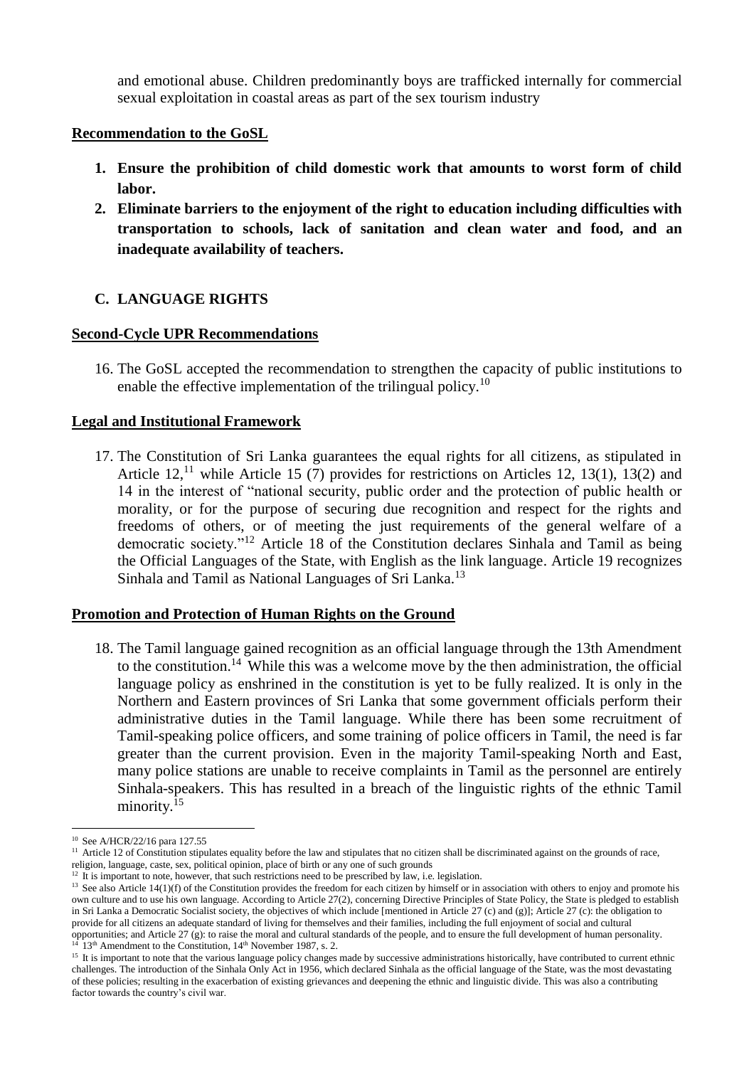and emotional abuse. Children predominantly boys are trafficked internally for commercial sexual exploitation in coastal areas as part of the sex tourism industry

**Recommendation to the GoSL**

1. **Ensure the prohibition of child domestic work that amounts to worst form of child labor.**
2. **Eliminate barriers to the enjoyment of the right to education including difficulties with transportation to schools, lack of sanitation and clean water and food, and an inadequate availability of teachers.**

## C. LANGUAGE RIGHTS

**Second-Cycle UPR Recommendations**

16. The GoSL accepted the recommendation to strengthen the capacity of public institutions to enable the effective implementation of the trilingual policy.[10]

**Legal and Institutional Framework**

17. The Constitution of Sri Lanka guarantees the equal rights for all citizens, as stipulated in Article 12,[11] while Article 15 (7) provides for restrictions on Articles 12, 13(1), 13(2) and 14 in the interest of "national security, public order and the protection of public health or morality, or for the purpose of securing due recognition and respect for the rights and freedoms of others, or of meeting the just requirements of the general welfare of a democratic society."[12] Article 18 of the Constitution declares Sinhala and Tamil as being the Official Languages of the State, with English as the link language. Article 19 recognizes Sinhala and Tamil as National Languages of Sri Lanka.[13]

**Promotion and Protection of Human Rights on the Ground**

18. The Tamil language gained recognition as an official language through the 13th Amendment to the constitution.[14] While this was a welcome move by the then administration, the official language policy as enshrined in the constitution is yet to be fully realized. It is only in the Northern and Eastern provinces of Sri Lanka that some government officials perform their administrative duties in the Tamil language. While there has been some recruitment of Tamil-speaking police officers, and some training of police officers in Tamil, the need is far greater than the current provision. Even in the majority Tamil-speaking North and East, many police stations are unable to receive complaints in Tamil as the personnel are entirely Sinhala-speakers. This has resulted in a breach of the linguistic rights of the ethnic Tamil minority.[15]

---

[10] See A/HCR/22/16 para 127.55

[11] Article 12 of Constitution stipulates equality before the law and stipulates that no citizen shall be discriminated against on the grounds of race, religion, language, caste, sex, political opinion, place of birth or any one of such grounds

[12] It is important to note, however, that such restrictions need to be prescribed by law, i.e. legislation.

[13] See also Article 14(1)(f) of the Constitution provides the freedom for each citizen by himself or in association with others to enjoy and promote his own culture and to use his own language. According to Article 27(2), concerning Directive Principles of State Policy, the State is pledged to establish in Sri Lanka a Democratic Socialist society, the objectives of which include [mentioned in Article 27 (c) and (g)]; Article 27 (c): the obligation to provide for all citizens an adequate standard of living for themselves and their families, including the full enjoyment of social and cultural opportunities; and Article 27 (g): to raise the moral and cultural standards of the people, and to ensure the full development of human personality.

[14] 13th Amendment to the Constitution, 14th November 1987, s. 2.

[15] It is important to note that the various language policy changes made by successive administrations historically, have contributed to current ethnic challenges. The introduction of the Sinhala Only Act in 1956, which declared Sinhala as the official language of the State, was the most devastating of these policies; resulting in the exacerbation of existing grievances and deepening the ethnic and linguistic divide. This was also a contributing factor towards the country's civil war.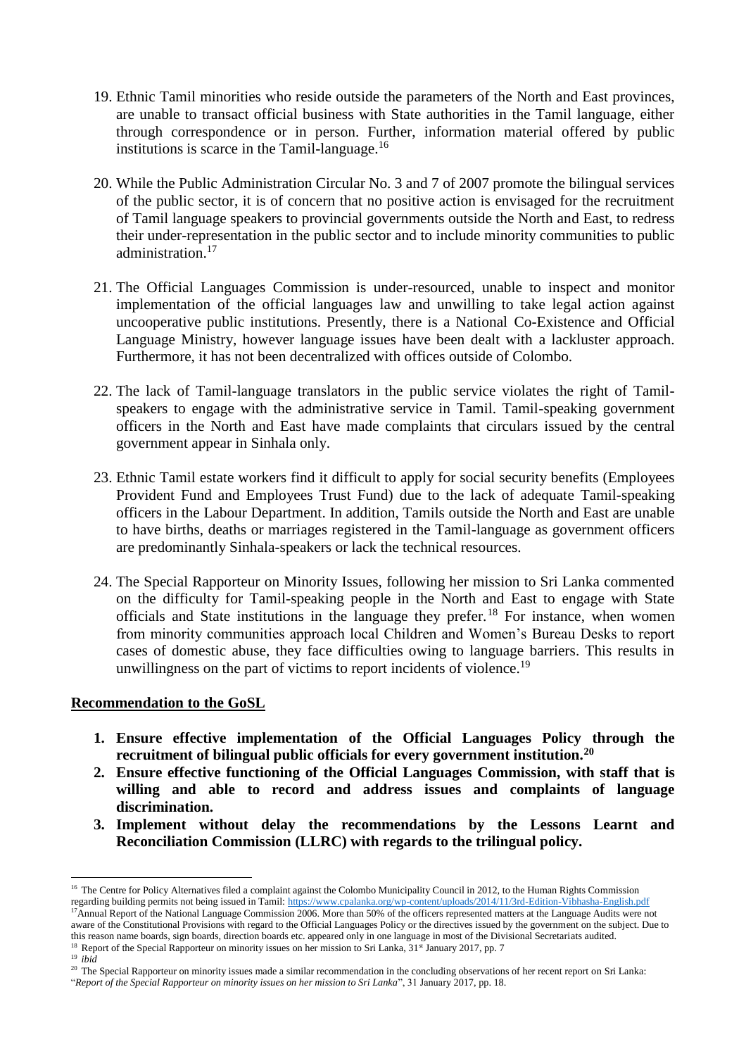19. Ethnic Tamil minorities who reside outside the parameters of the North and East provinces, are unable to transact official business with State authorities in the Tamil language, either through correspondence or in person. Further, information material offered by public institutions is scarce in the Tamil-language.[16]

20. While the Public Administration Circular No. 3 and 7 of 2007 promote the bilingual services of the public sector, it is of concern that no positive action is envisaged for the recruitment of Tamil language speakers to provincial governments outside the North and East, to redress their under-representation in the public sector and to include minority communities to public administration.[17]

21. The Official Languages Commission is under-resourced, unable to inspect and monitor implementation of the official languages law and unwilling to take legal action against uncooperative public institutions. Presently, there is a National Co-Existence and Official Language Ministry, however language issues have been dealt with a lackluster approach. Furthermore, it has not been decentralized with offices outside of Colombo.

22. The lack of Tamil-language translators in the public service violates the right of Tamil-speakers to engage with the administrative service in Tamil. Tamil-speaking government officers in the North and East have made complaints that circulars issued by the central government appear in Sinhala only.

23. Ethnic Tamil estate workers find it difficult to apply for social security benefits (Employees Provident Fund and Employees Trust Fund) due to the lack of adequate Tamil-speaking officers in the Labour Department. In addition, Tamils outside the North and East are unable to have births, deaths or marriages registered in the Tamil-language as government officers are predominantly Sinhala-speakers or lack the technical resources.

24. The Special Rapporteur on Minority Issues, following her mission to Sri Lanka commented on the difficulty for Tamil-speaking people in the North and East to engage with State officials and State institutions in the language they prefer.[18] For instance, when women from minority communities approach local Children and Women's Bureau Desks to report cases of domestic abuse, they face difficulties owing to language barriers. This results in unwillingness on the part of victims to report incidents of violence.[19]

**Recommendation to the GoSL**

1. **Ensure effective implementation of the Official Languages Policy through the recruitment of bilingual public officials for every government institution.[20]**
2. **Ensure effective functioning of the Official Languages Commission, with staff that is willing and able to record and address issues and complaints of language discrimination.**
3. **Implement without delay the recommendations by the Lessons Learnt and Reconciliation Commission (LLRC) with regards to the trilingual policy.**

---

[16] The Centre for Policy Alternatives filed a complaint against the Colombo Municipality Council in 2012, to the Human Rights Commission regarding building permits not being issued in Tamil: https://www.cpalanka.org/wp-content/uploads/2014/11/3rd-Edition-Vibhasha-English.pdf

[17] Annual Report of the National Language Commission 2006. More than 50% of the officers represented matters at the Language Audits were not aware of the Constitutional Provisions with regard to the Official Languages Policy or the directives issued by the government on the subject. Due to this reason name boards, sign boards, direction boards etc. appeared only in one language in most of the Divisional Secretariats audited.

[18] Report of the Special Rapporteur on minority issues on her mission to Sri Lanka, 31st January 2017, pp. 7

[19] *ibid*

[20] The Special Rapporteur on minority issues made a similar recommendation in the concluding observations of her recent report on Sri Lanka: "*Report of the Special Rapporteur on minority issues on her mission to Sri Lanka*", 31 January 2017, pp. 18.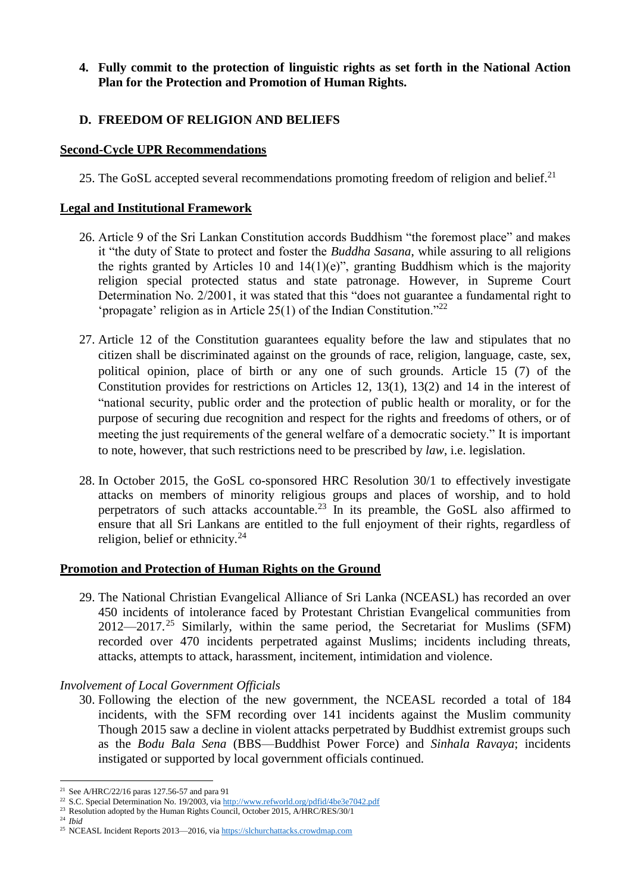4. **Fully commit to the protection of linguistic rights as set forth in the National Action Plan for the Protection and Promotion of Human Rights.**

## D. FREEDOM OF RELIGION AND BELIEFS

### Second-Cycle UPR Recommendations

25. The GoSL accepted several recommendations promoting freedom of religion and belief.[21]

### Legal and Institutional Framework

26. Article 9 of the Sri Lankan Constitution accords Buddhism "the foremost place" and makes it "the duty of State to protect and foster the *Buddha Sasana*, while assuring to all religions the rights granted by Articles 10 and 14(1)(e)", granting Buddhism which is the majority religion special protected status and state patronage. However, in Supreme Court Determination No. 2/2001, it was stated that this "does not guarantee a fundamental right to 'propagate' religion as in Article 25(1) of the Indian Constitution."[22]

27. Article 12 of the Constitution guarantees equality before the law and stipulates that no citizen shall be discriminated against on the grounds of race, religion, language, caste, sex, political opinion, place of birth or any one of such grounds. Article 15 (7) of the Constitution provides for restrictions on Articles 12, 13(1), 13(2) and 14 in the interest of "national security, public order and the protection of public health or morality, or for the purpose of securing due recognition and respect for the rights and freedoms of others, or of meeting the just requirements of the general welfare of a democratic society." It is important to note, however, that such restrictions need to be prescribed by *law*, i.e. legislation.

28. In October 2015, the GoSL co-sponsored HRC Resolution 30/1 to effectively investigate attacks on members of minority religious groups and places of worship, and to hold perpetrators of such attacks accountable.[23] In its preamble, the GoSL also affirmed to ensure that all Sri Lankans are entitled to the full enjoyment of their rights, regardless of religion, belief or ethnicity.[24]

### Promotion and Protection of Human Rights on the Ground

29. The National Christian Evangelical Alliance of Sri Lanka (NCEASL) has recorded an over 450 incidents of intolerance faced by Protestant Christian Evangelical communities from 2012—2017.[25] Similarly, within the same period, the Secretariat for Muslims (SFM) recorded over 470 incidents perpetrated against Muslims; incidents including threats, attacks, attempts to attack, harassment, incitement, intimidation and violence.

*Involvement of Local Government Officials*

30. Following the election of the new government, the NCEASL recorded a total of 184 incidents, with the SFM recording over 141 incidents against the Muslim community Though 2015 saw a decline in violent attacks perpetrated by Buddhist extremist groups such as the *Bodu Bala Sena* (BBS—Buddhist Power Force) and *Sinhala Ravaya*; incidents instigated or supported by local government officials continued.

---

[21] See A/HRC/22/16 paras 127.56-57 and para 91

[22] S.C. Special Determination No. 19/2003, via http://www.refworld.org/pdfid/4be3e7042.pdf

[23] Resolution adopted by the Human Rights Council, October 2015, A/HRC/RES/30/1

[24] *Ibid*

[25] NCEASL Incident Reports 2013—2016, via https://slchurchattacks.crowdmap.com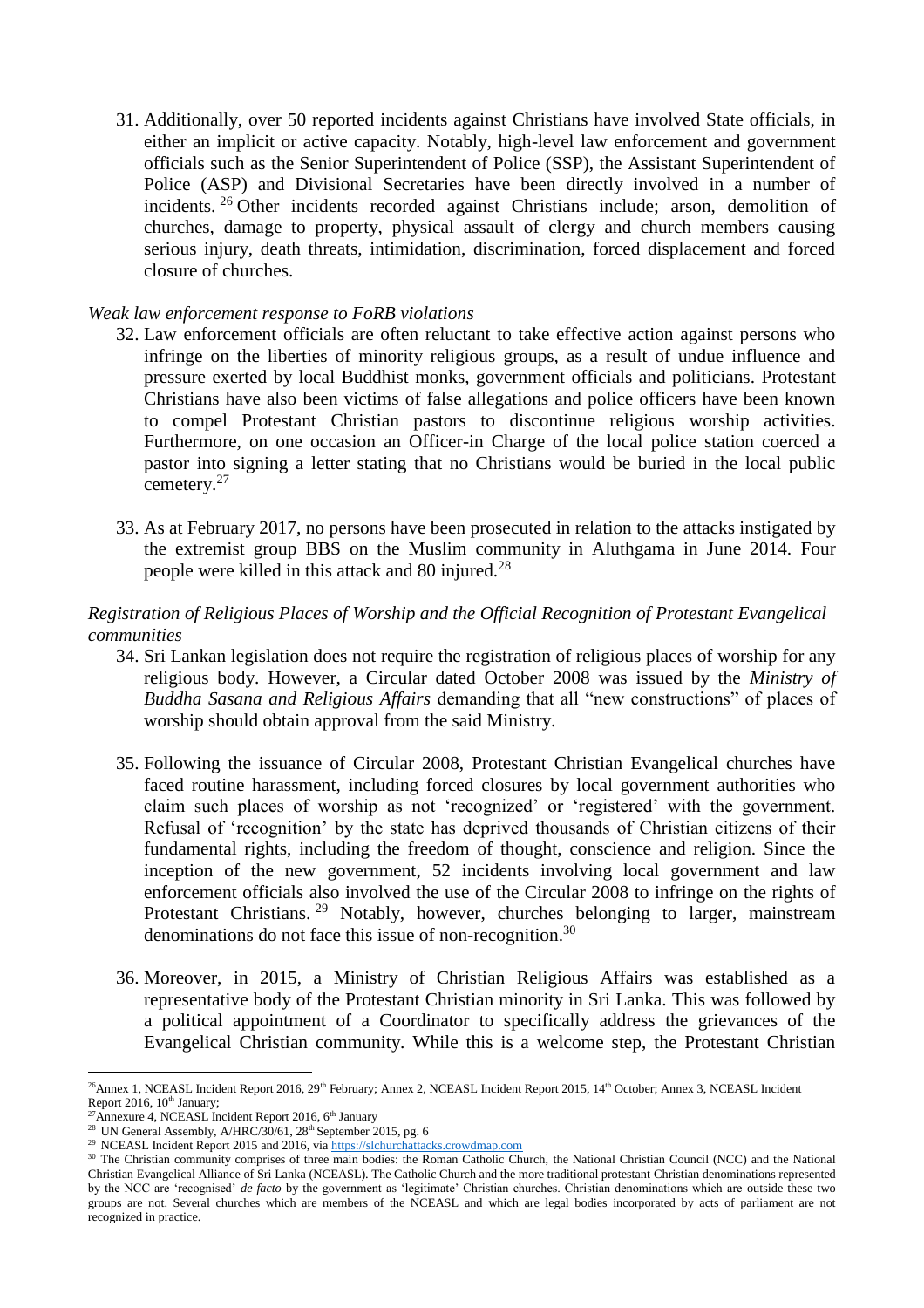31. Additionally, over 50 reported incidents against Christians have involved State officials, in either an implicit or active capacity. Notably, high-level law enforcement and government officials such as the Senior Superintendent of Police (SSP), the Assistant Superintendent of Police (ASP) and Divisional Secretaries have been directly involved in a number of incidents.[26] Other incidents recorded against Christians include; arson, demolition of churches, damage to property, physical assault of clergy and church members causing serious injury, death threats, intimidation, discrimination, forced displacement and forced closure of churches.

*Weak law enforcement response to FoRB violations*

32. Law enforcement officials are often reluctant to take effective action against persons who infringe on the liberties of minority religious groups, as a result of undue influence and pressure exerted by local Buddhist monks, government officials and politicians. Protestant Christians have also been victims of false allegations and police officers have been known to compel Protestant Christian pastors to discontinue religious worship activities. Furthermore, on one occasion an Officer-in Charge of the local police station coerced a pastor into signing a letter stating that no Christians would be buried in the local public cemetery.[27]

33. As at February 2017, no persons have been prosecuted in relation to the attacks instigated by the extremist group BBS on the Muslim community in Aluthgama in June 2014. Four people were killed in this attack and 80 injured.[28]

*Registration of Religious Places of Worship and the Official Recognition of Protestant Evangelical communities*

34. Sri Lankan legislation does not require the registration of religious places of worship for any religious body. However, a Circular dated October 2008 was issued by the *Ministry of Buddha Sasana and Religious Affairs* demanding that all "new constructions" of places of worship should obtain approval from the said Ministry.

35. Following the issuance of Circular 2008, Protestant Christian Evangelical churches have faced routine harassment, including forced closures by local government authorities who claim such places of worship as not 'recognized' or 'registered' with the government. Refusal of 'recognition' by the state has deprived thousands of Christian citizens of their fundamental rights, including the freedom of thought, conscience and religion. Since the inception of the new government, 52 incidents involving local government and law enforcement officials also involved the use of the Circular 2008 to infringe on the rights of Protestant Christians.[29] Notably, however, churches belonging to larger, mainstream denominations do not face this issue of non-recognition.[30]

36. Moreover, in 2015, a Ministry of Christian Religious Affairs was established as a representative body of the Protestant Christian minority in Sri Lanka. This was followed by a political appointment of a Coordinator to specifically address the grievances of the Evangelical Christian community. While this is a welcome step, the Protestant Christian

---

[26] Annex 1, NCEASL Incident Report 2016, 29th February; Annex 2, NCEASL Incident Report 2015, 14th October; Annex 3, NCEASL Incident Report 2016, 10th January;

[27] Annexure 4, NCEASL Incident Report 2016, 6th January

[28] UN General Assembly, A/HRC/30/61, 28th September 2015, pg. 6

[29] NCEASL Incident Report 2015 and 2016, via https://slchurchattacks.crowdmap.com

[30] The Christian community comprises of three main bodies: the Roman Catholic Church, the National Christian Council (NCC) and the National Christian Evangelical Alliance of Sri Lanka (NCEASL). The Catholic Church and the more traditional protestant Christian denominations represented by the NCC are 'recognised' *de facto* by the government as 'legitimate' Christian churches. Christian denominations which are outside these two groups are not. Several churches which are members of the NCEASL and which are legal bodies incorporated by acts of parliament are not recognized in practice.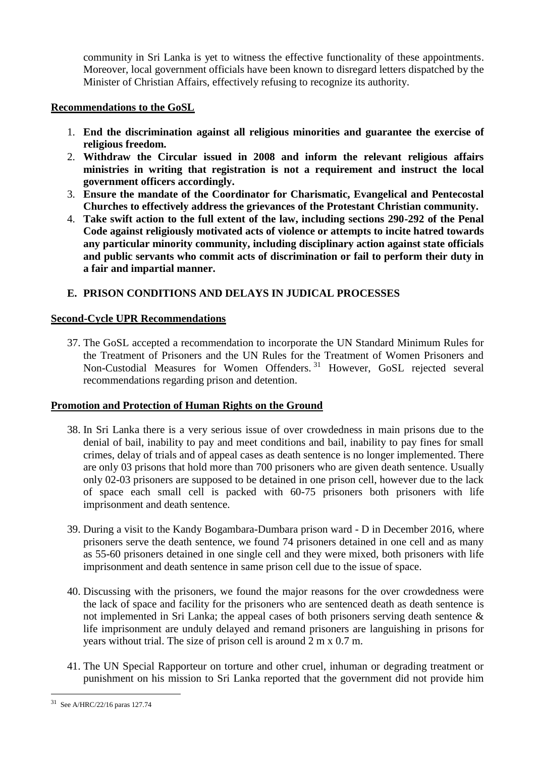community in Sri Lanka is yet to witness the effective functionality of these appointments. Moreover, local government officials have been known to disregard letters dispatched by the Minister of Christian Affairs, effectively refusing to recognize its authority.

**Recommendations to the GoSL**

1. **End the discrimination against all religious minorities and guarantee the exercise of religious freedom.**
2. **Withdraw the Circular issued in 2008 and inform the relevant religious affairs ministries in writing that registration is not a requirement and instruct the local government officers accordingly.**
3. **Ensure the mandate of the Coordinator for Charismatic, Evangelical and Pentecostal Churches to effectively address the grievances of the Protestant Christian community.**
4. **Take swift action to the full extent of the law, including sections 290-292 of the Penal Code against religiously motivated acts of violence or attempts to incite hatred towards any particular minority community, including disciplinary action against state officials and public servants who commit acts of discrimination or fail to perform their duty in a fair and impartial manner.**

## E. PRISON CONDITIONS AND DELAYS IN JUDICAL PROCESSES

**Second-Cycle UPR Recommendations**

37. The GoSL accepted a recommendation to incorporate the UN Standard Minimum Rules for the Treatment of Prisoners and the UN Rules for the Treatment of Women Prisoners and Non-Custodial Measures for Women Offenders.[31] However, GoSL rejected several recommendations regarding prison and detention.

**Promotion and Protection of Human Rights on the Ground**

38. In Sri Lanka there is a very serious issue of over crowdedness in main prisons due to the denial of bail, inability to pay and meet conditions and bail, inability to pay fines for small crimes, delay of trials and of appeal cases as death sentence is no longer implemented. There are only 03 prisons that hold more than 700 prisoners who are given death sentence. Usually only 02-03 prisoners are supposed to be detained in one prison cell, however due to the lack of space each small cell is packed with 60-75 prisoners both prisoners with life imprisonment and death sentence.

39. During a visit to the Kandy Bogambara-Dumbara prison ward - D in December 2016, where prisoners serve the death sentence, we found 74 prisoners detained in one cell and as many as 55-60 prisoners detained in one single cell and they were mixed, both prisoners with life imprisonment and death sentence in same prison cell due to the issue of space.

40. Discussing with the prisoners, we found the major reasons for the over crowdedness were the lack of space and facility for the prisoners who are sentenced death as death sentence is not implemented in Sri Lanka; the appeal cases of both prisoners serving death sentence & life imprisonment are unduly delayed and remand prisoners are languishing in prisons for years without trial. The size of prison cell is around 2 m x 0.7 m.

41. The UN Special Rapporteur on torture and other cruel, inhuman or degrading treatment or punishment on his mission to Sri Lanka reported that the government did not provide him

[31] See A/HRC/22/16 paras 127.74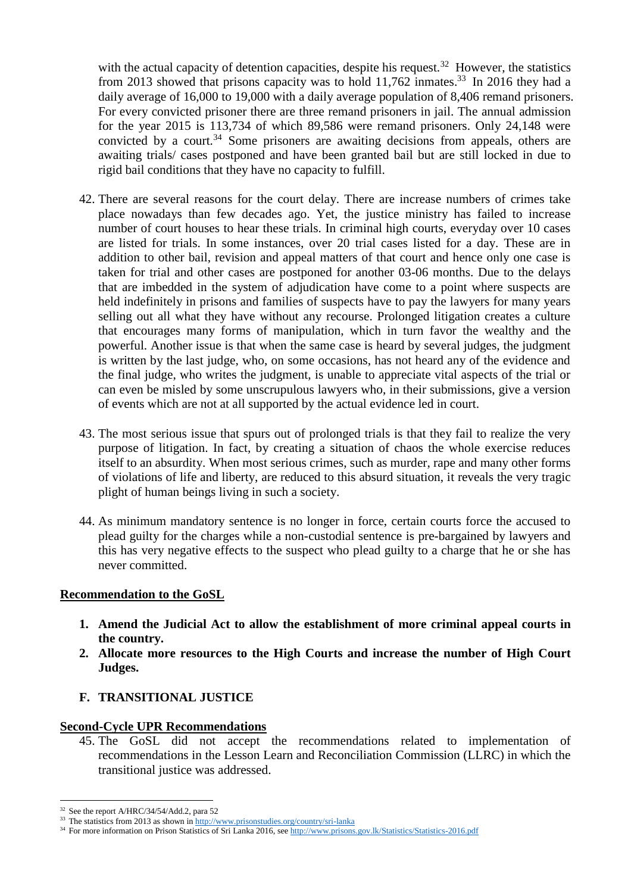with the actual capacity of detention capacities, despite his request.[32] However, the statistics from 2013 showed that prisons capacity was to hold 11,762 inmates.[33] In 2016 they had a daily average of 16,000 to 19,000 with a daily average population of 8,406 remand prisoners. For every convicted prisoner there are three remand prisoners in jail. The annual admission for the year 2015 is 113,734 of which 89,586 were remand prisoners. Only 24,148 were convicted by a court.[34] Some prisoners are awaiting decisions from appeals, others are awaiting trials/ cases postponed and have been granted bail but are still locked in due to rigid bail conditions that they have no capacity to fulfill.

42. There are several reasons for the court delay. There are increase numbers of crimes take place nowadays than few decades ago. Yet, the justice ministry has failed to increase number of court houses to hear these trials. In criminal high courts, everyday over 10 cases are listed for trials. In some instances, over 20 trial cases listed for a day. These are in addition to other bail, revision and appeal matters of that court and hence only one case is taken for trial and other cases are postponed for another 03-06 months. Due to the delays that are imbedded in the system of adjudication have come to a point where suspects are held indefinitely in prisons and families of suspects have to pay the lawyers for many years selling out all what they have without any recourse. Prolonged litigation creates a culture that encourages many forms of manipulation, which in turn favor the wealthy and the powerful. Another issue is that when the same case is heard by several judges, the judgment is written by the last judge, who, on some occasions, has not heard any of the evidence and the final judge, who writes the judgment, is unable to appreciate vital aspects of the trial or can even be misled by some unscrupulous lawyers who, in their submissions, give a version of events which are not at all supported by the actual evidence led in court.

43. The most serious issue that spurs out of prolonged trials is that they fail to realize the very purpose of litigation. In fact, by creating a situation of chaos the whole exercise reduces itself to an absurdity. When most serious crimes, such as murder, rape and many other forms of violations of life and liberty, are reduced to this absurd situation, it reveals the very tragic plight of human beings living in such a society.

44. As minimum mandatory sentence is no longer in force, certain courts force the accused to plead guilty for the charges while a non-custodial sentence is pre-bargained by lawyers and this has very negative effects to the suspect who plead guilty to a charge that he or she has never committed.

**Recommendation to the GoSL**

1. **Amend the Judicial Act to allow the establishment of more criminal appeal courts in the country.**
2. **Allocate more resources to the High Courts and increase the number of High Court Judges.**

## F. TRANSITIONAL JUSTICE

**Second-Cycle UPR Recommendations**

45. The GoSL did not accept the recommendations related to implementation of recommendations in the Lesson Learn and Reconciliation Commission (LLRC) in which the transitional justice was addressed.

---

[32] See the report A/HRC/34/54/Add.2, para 52

[33] The statistics from 2013 as shown in http://www.prisonstudies.org/country/sri-lanka

[34] For more information on Prison Statistics of Sri Lanka 2016, see http://www.prisons.gov.lk/Statistics/Statistics-2016.pdf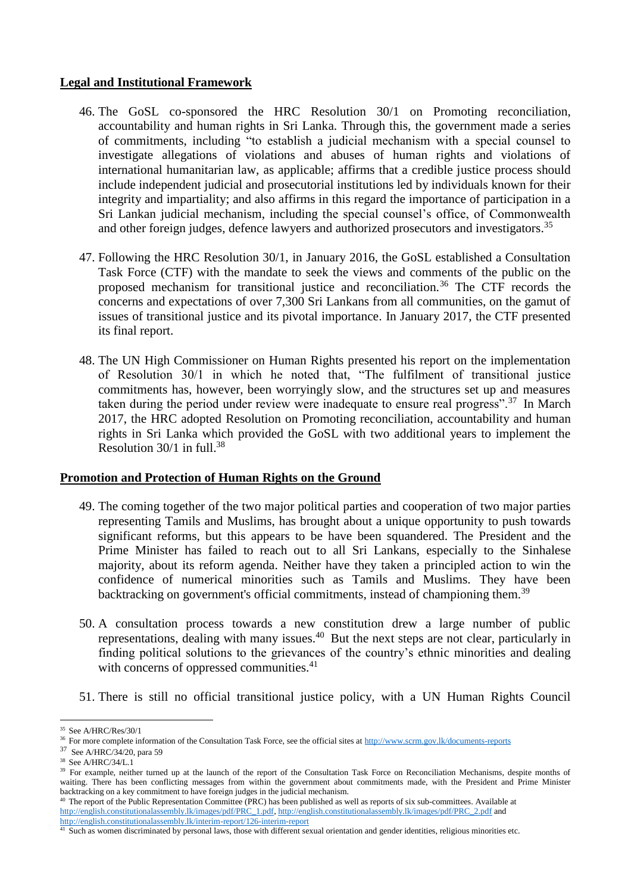## Legal and Institutional Framework

46. The GoSL co-sponsored the HRC Resolution 30/1 on Promoting reconciliation, accountability and human rights in Sri Lanka. Through this, the government made a series of commitments, including "to establish a judicial mechanism with a special counsel to investigate allegations of violations and abuses of human rights and violations of international humanitarian law, as applicable; affirms that a credible justice process should include independent judicial and prosecutorial institutions led by individuals known for their integrity and impartiality; and also affirms in this regard the importance of participation in a Sri Lankan judicial mechanism, including the special counsel's office, of Commonwealth and other foreign judges, defence lawyers and authorized prosecutors and investigators.[35]

47. Following the HRC Resolution 30/1, in January 2016, the GoSL established a Consultation Task Force (CTF) with the mandate to seek the views and comments of the public on the proposed mechanism for transitional justice and reconciliation.[36] The CTF records the concerns and expectations of over 7,300 Sri Lankans from all communities, on the gamut of issues of transitional justice and its pivotal importance. In January 2017, the CTF presented its final report.

48. The UN High Commissioner on Human Rights presented his report on the implementation of Resolution 30/1 in which he noted that, "The fulfilment of transitional justice commitments has, however, been worryingly slow, and the structures set up and measures taken during the period under review were inadequate to ensure real progress".[37] In March 2017, the HRC adopted Resolution on Promoting reconciliation, accountability and human rights in Sri Lanka which provided the GoSL with two additional years to implement the Resolution 30/1 in full.[38]

## Promotion and Protection of Human Rights on the Ground

49. The coming together of the two major political parties and cooperation of two major parties representing Tamils and Muslims, has brought about a unique opportunity to push towards significant reforms, but this appears to be have been squandered. The President and the Prime Minister has failed to reach out to all Sri Lankans, especially to the Sinhalese majority, about its reform agenda. Neither have they taken a principled action to win the confidence of numerical minorities such as Tamils and Muslims. They have been backtracking on government's official commitments, instead of championing them.[39]

50. A consultation process towards a new constitution drew a large number of public representations, dealing with many issues.[40] But the next steps are not clear, particularly in finding political solutions to the grievances of the country's ethnic minorities and dealing with concerns of oppressed communities.[41]

51. There is still no official transitional justice policy, with a UN Human Rights Council

---

[35] See A/HRC/Res/30/1

[36] For more complete information of the Consultation Task Force, see the official sites at http://www.scrm.gov.lk/documents-reports

[37] See A/HRC/34/20, para 59

[38] See A/HRC/34/L.1

[39] For example, neither turned up at the launch of the report of the Consultation Task Force on Reconciliation Mechanisms, despite months of waiting. There has been conflicting messages from within the government about commitments made, with the President and Prime Minister backtracking on a key commitment to have foreign judges in the judicial mechanism.

[40] The report of the Public Representation Committee (PRC) has been published as well as reports of six sub-committees. Available at http://english.constitutionalassembly.lk/images/pdf/PRC_1.pdf, http://english.constitutionalassembly.lk/images/pdf/PRC_2.pdf and http://english.constitutionalassembly.lk/interim-report/126-interim-report

[41] Such as women discriminated by personal laws, those with different sexual orientation and gender identities, religious minorities etc.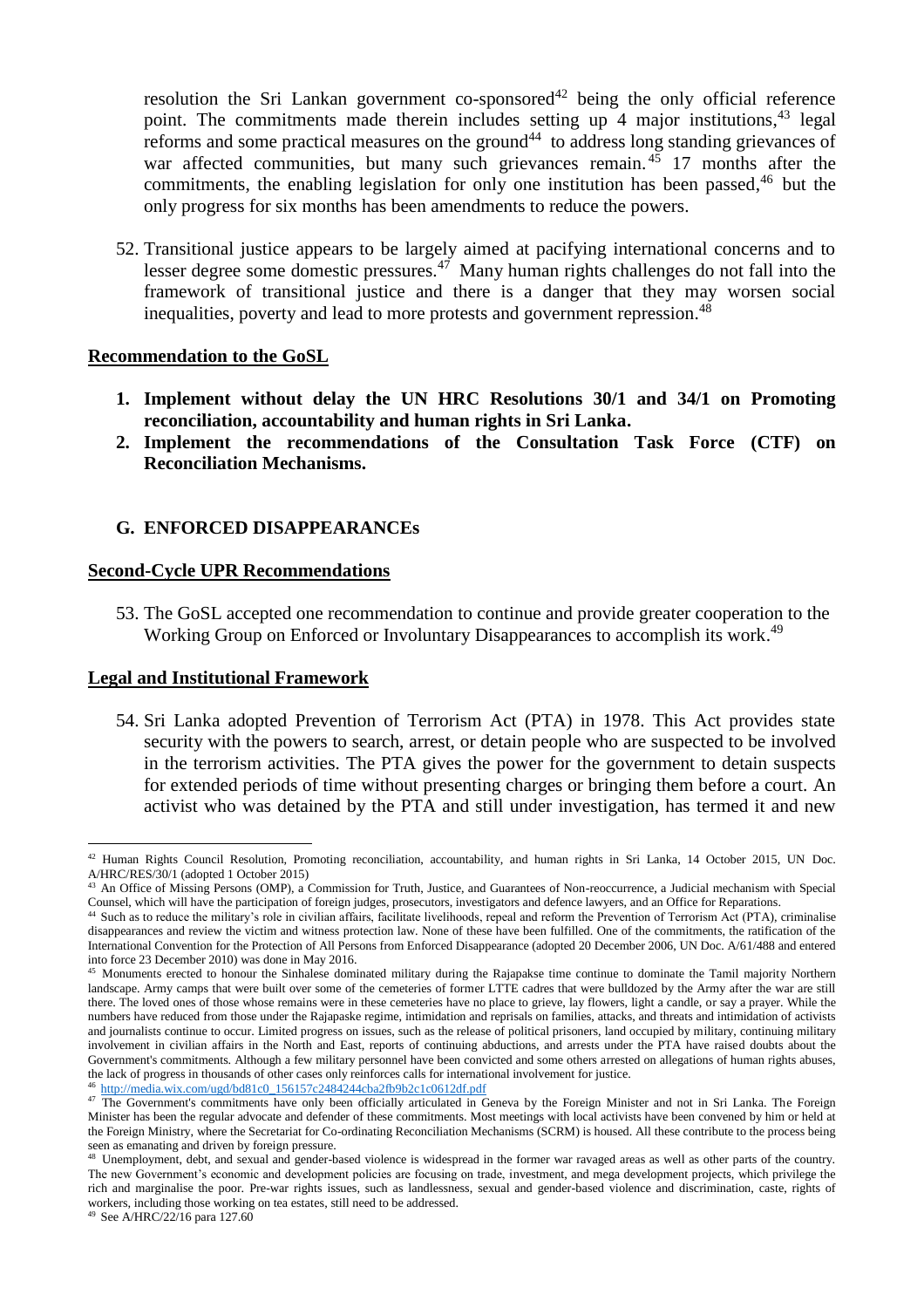resolution the Sri Lankan government co-sponsored[42] being the only official reference point. The commitments made therein includes setting up 4 major institutions,[43] legal reforms and some practical measures on the ground[44] to address long standing grievances of war affected communities, but many such grievances remain.[45] 17 months after the commitments, the enabling legislation for only one institution has been passed,[46] but the only progress for six months has been amendments to reduce the powers.

52. Transitional justice appears to be largely aimed at pacifying international concerns and to lesser degree some domestic pressures.[47] Many human rights challenges do not fall into the framework of transitional justice and there is a danger that they may worsen social inequalities, poverty and lead to more protests and government repression.[48]

**Recommendation to the GoSL**

1. **Implement without delay the UN HRC Resolutions 30/1 and 34/1 on Promoting reconciliation, accountability and human rights in Sri Lanka.**
2. **Implement the recommendations of the Consultation Task Force (CTF) on Reconciliation Mechanisms.**

## G. ENFORCED DISAPPEARANCEs

**Second-Cycle UPR Recommendations**

53. The GoSL accepted one recommendation to continue and provide greater cooperation to the Working Group on Enforced or Involuntary Disappearances to accomplish its work.[49]

**Legal and Institutional Framework**

54. Sri Lanka adopted Prevention of Terrorism Act (PTA) in 1978. This Act provides state security with the powers to search, arrest, or detain people who are suspected to be involved in the terrorism activities. The PTA gives the power for the government to detain suspects for extended periods of time without presenting charges or bringing them before a court. An activist who was detained by the PTA and still under investigation, has termed it and new

---

[42] Human Rights Council Resolution, Promoting reconciliation, accountability, and human rights in Sri Lanka, 14 October 2015, UN Doc. A/HRC/RES/30/1 (adopted 1 October 2015)

[43] An Office of Missing Persons (OMP), a Commission for Truth, Justice, and Guarantees of Non-reoccurrence, a Judicial mechanism with Special Counsel, which will have the participation of foreign judges, prosecutors, investigators and defence lawyers, and an Office for Reparations.

[44] Such as to reduce the military's role in civilian affairs, facilitate livelihoods, repeal and reform the Prevention of Terrorism Act (PTA), criminalise disappearances and review the victim and witness protection law. None of these have been fulfilled. One of the commitments, the ratification of the International Convention for the Protection of All Persons from Enforced Disappearance (adopted 20 December 2006, UN Doc. A/61/488 and entered into force 23 December 2010) was done in May 2016.

[45] Monuments erected to honour the Sinhalese dominated military during the Rajapakse time continue to dominate the Tamil majority Northern landscape. Army camps that were built over some of the cemeteries of former LTTE cadres that were bulldozed by the Army after the war are still there. The loved ones of those whose remains were in these cemeteries have no place to grieve, lay flowers, light a candle, or say a prayer. While the numbers have reduced from those under the Rajapaske regime, intimidation and reprisals on families, attacks, and threats and intimidation of activists and journalists continue to occur. Limited progress on issues, such as the release of political prisoners, land occupied by military, continuing military involvement in civilian affairs in the North and East, reports of continuing abductions, and arrests under the PTA have raised doubts about the Government's commitments. Although a few military personnel have been convicted and some others arrested on allegations of human rights abuses, the lack of progress in thousands of other cases only reinforces calls for international involvement for justice.

[46] http://media.wix.com/ugd/bd81c0_156157c2484244cba2fb9b2c1c0612df.pdf

[47] The Government's commitments have only been officially articulated in Geneva by the Foreign Minister and not in Sri Lanka. The Foreign Minister has been the regular advocate and defender of these commitments. Most meetings with local activists have been convened by him or held at the Foreign Ministry, where the Secretariat for Co-ordinating Reconciliation Mechanisms (SCRM) is housed. All these contribute to the process being seen as emanating and driven by foreign pressure.

[48] Unemployment, debt, and sexual and gender-based violence is widespread in the former war ravaged areas as well as other parts of the country. The new Government's economic and development policies are focusing on trade, investment, and mega development projects, which privilege the rich and marginalise the poor. Pre-war rights issues, such as landlessness, sexual and gender-based violence and discrimination, caste, rights of workers, including those working on tea estates, still need to be addressed.

[49] See A/HRC/22/16 para 127.60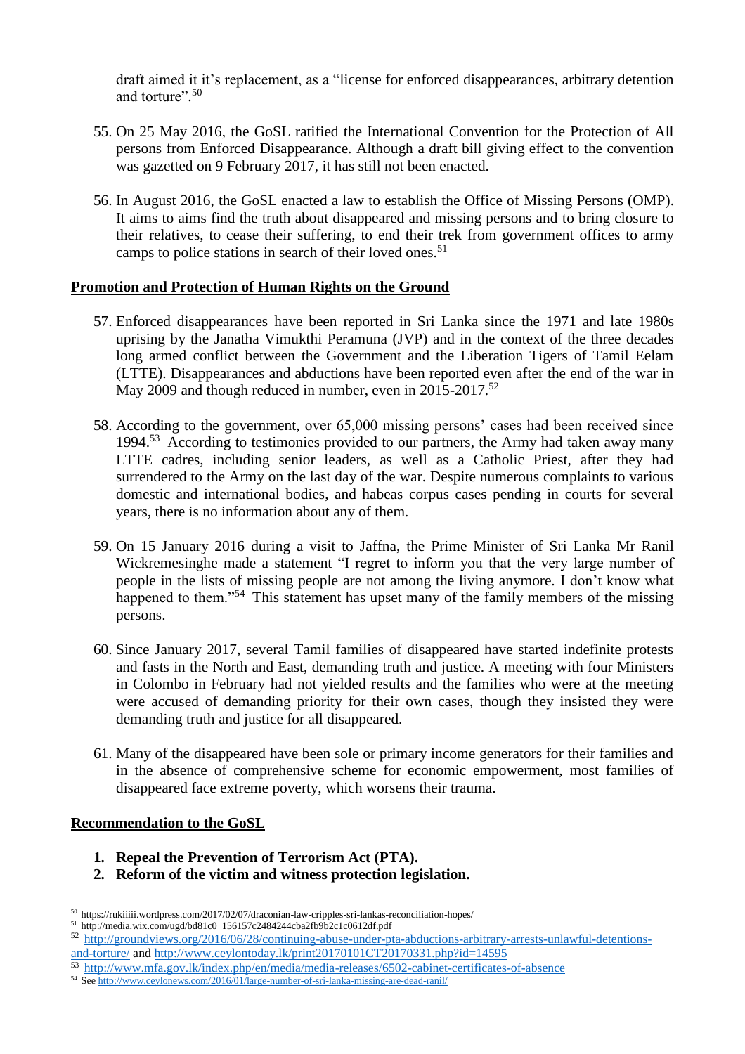draft aimed it it's replacement, as a "license for enforced disappearances, arbitrary detention and torture".[50]

55. On 25 May 2016, the GoSL ratified the International Convention for the Protection of All persons from Enforced Disappearance. Although a draft bill giving effect to the convention was gazetted on 9 February 2017, it has still not been enacted.

56. In August 2016, the GoSL enacted a law to establish the Office of Missing Persons (OMP). It aims to aims find the truth about disappeared and missing persons and to bring closure to their relatives, to cease their suffering, to end their trek from government offices to army camps to police stations in search of their loved ones.[51]

## Promotion and Protection of Human Rights on the Ground

57. Enforced disappearances have been reported in Sri Lanka since the 1971 and late 1980s uprising by the Janatha Vimukthi Peramuna (JVP) and in the context of the three decades long armed conflict between the Government and the Liberation Tigers of Tamil Eelam (LTTE). Disappearances and abductions have been reported even after the end of the war in May 2009 and though reduced in number, even in 2015-2017.[52]

58. According to the government, over 65,000 missing persons' cases had been received since 1994.[53] According to testimonies provided to our partners, the Army had taken away many LTTE cadres, including senior leaders, as well as a Catholic Priest, after they had surrendered to the Army on the last day of the war. Despite numerous complaints to various domestic and international bodies, and habeas corpus cases pending in courts for several years, there is no information about any of them.

59. On 15 January 2016 during a visit to Jaffna, the Prime Minister of Sri Lanka Mr Ranil Wickremesinghe made a statement "I regret to inform you that the very large number of people in the lists of missing people are not among the living anymore. I don't know what happened to them."[54] This statement has upset many of the family members of the missing persons.

60. Since January 2017, several Tamil families of disappeared have started indefinite protests and fasts in the North and East, demanding truth and justice. A meeting with four Ministers in Colombo in February had not yielded results and the families who were at the meeting were accused of demanding priority for their own cases, though they insisted they were demanding truth and justice for all disappeared.

61. Many of the disappeared have been sole or primary income generators for their families and in the absence of comprehensive scheme for economic empowerment, most families of disappeared face extreme poverty, which worsens their trauma.

## Recommendation to the GoSL

1. **Repeal the Prevention of Terrorism Act (PTA).**
2. **Reform of the victim and witness protection legislation.**

---

[50] https://rukiiiii.wordpress.com/2017/02/07/draconian-law-cripples-sri-lankas-reconciliation-hopes/

[51] http://media.wix.com/ugd/bd81c0_156157c2484244cba2fb9b2c1c0612df.pdf

[52] http://groundviews.org/2016/06/28/continuing-abuse-under-pta-abductions-arbitrary-arrests-unlawful-detentions-and-torture/ and http://www.ceylontoday.lk/print20170101CT20170331.php?id=14595

[53] http://www.mfa.gov.lk/index.php/en/media/media-releases/6502-cabinet-certificates-of-absence

[54] See http://www.ceylonews.com/2016/01/large-number-of-sri-lanka-missing-are-dead-ranil/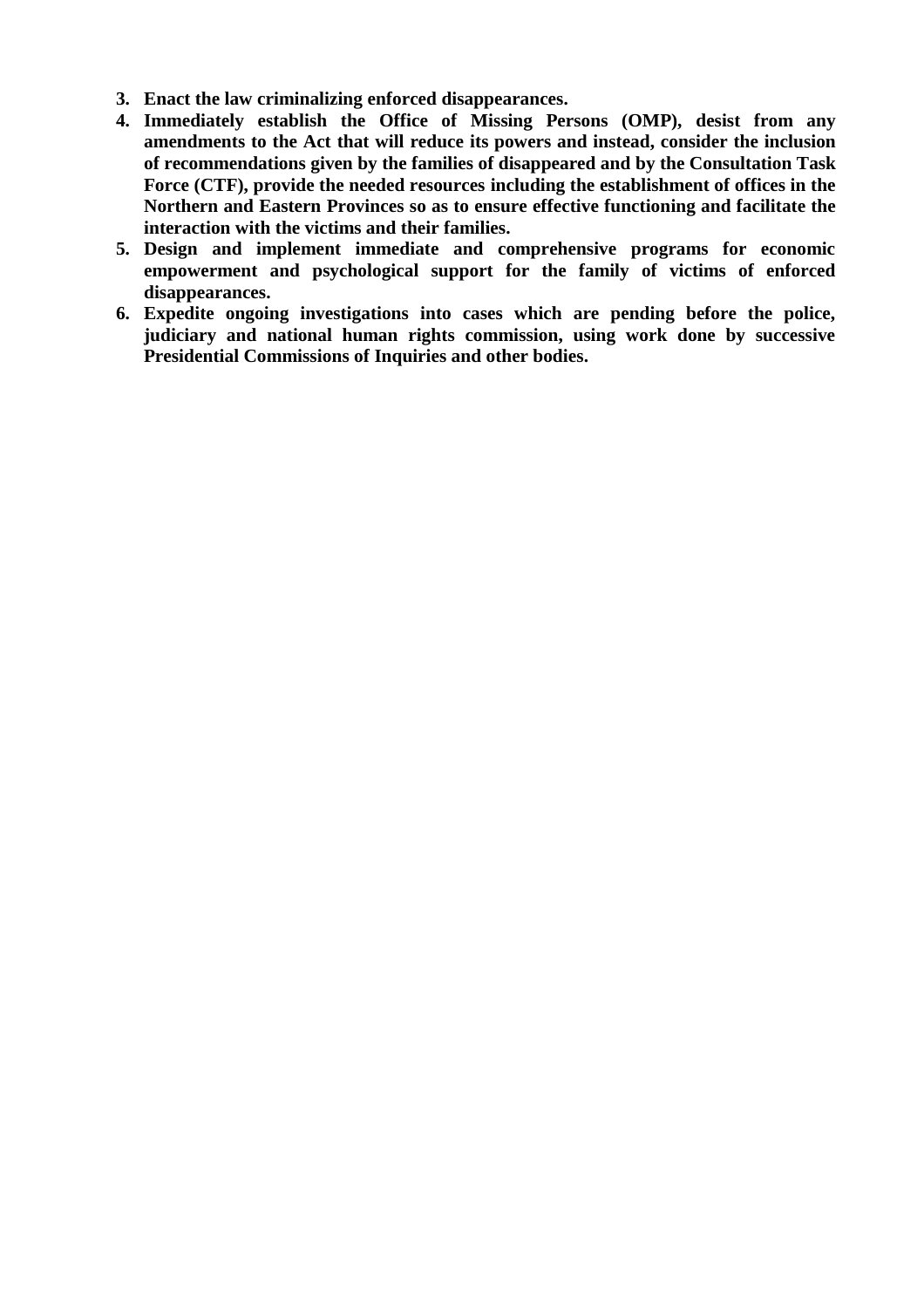3. **Enact the law criminalizing enforced disappearances.**
4. **Immediately establish the Office of Missing Persons (OMP), desist from any amendments to the Act that will reduce its powers and instead, consider the inclusion of recommendations given by the families of disappeared and by the Consultation Task Force (CTF), provide the needed resources including the establishment of offices in the Northern and Eastern Provinces so as to ensure effective functioning and facilitate the interaction with the victims and their families.**
5. **Design and implement immediate and comprehensive programs for economic empowerment and psychological support for the family of victims of enforced disappearances.**
6. **Expedite ongoing investigations into cases which are pending before the police, judiciary and national human rights commission, using work done by successive Presidential Commissions of Inquiries and other bodies.**